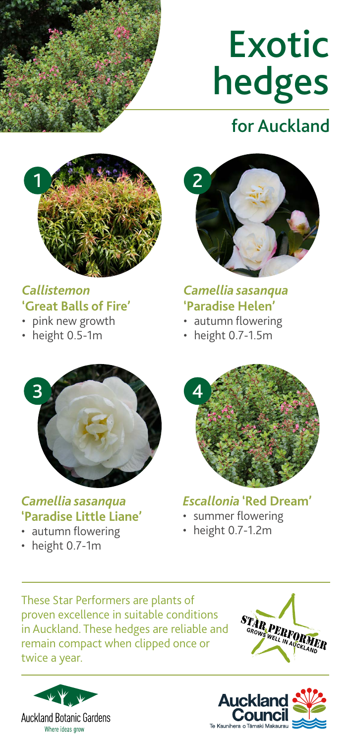# Exotic hedges

## for Auckland

### 1. *Callistemon* 'Great Balls of Fire'

- pink new growth
- height 0.5-1m

### 2. *Camellia sasanqua* 'Paradise Helen'

- autumn flowering
- height 0.7-1.5m

### 3. *Camellia sasanqua* 'Paradise Little Liane'

- autumn flowering
- height 0.7-1m

### 4. *Escallonia* 'Red Dream'

- summer flowering
- height 0.7-1.2m

These Star Performers are plants of proven excellence in suitable conditions in Auckland. These hedges are reliable and remain compact when clipped once or twice a year.

STAR PERFORMER
GROWS WELL IN AUCKLAND

Auckland Botanic Gardens
Where ideas grow

Auckland Council
Te Kaunihera o Tāmaki Makaurau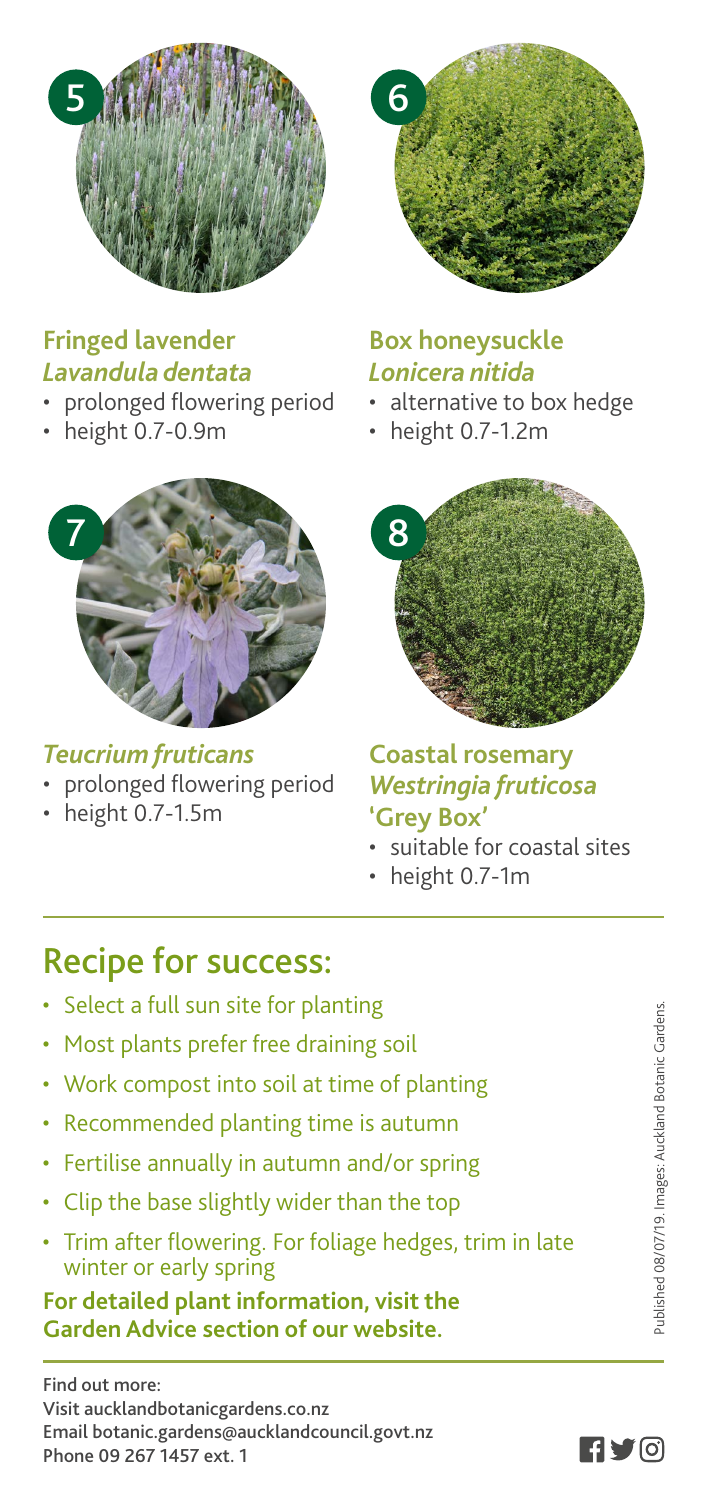5

**Fringed lavender**
***Lavandula dentata***

- prolonged flowering period
- height 0.7-0.9m

6

**Box honeysuckle**
***Lonicera nitida***

- alternative to box hedge
- height 0.7-1.2m

7

***Teucrium fruticans***

- prolonged flowering period
- height 0.7-1.5m

8

**Coastal rosemary**
***Westringia fruticosa***
**'Grey Box'**

- suitable for coastal sites
- height 0.7-1m

## Recipe for success:

- Select a full sun site for planting
- Most plants prefer free draining soil
- Work compost into soil at time of planting
- Recommended planting time is autumn
- Fertilise annually in autumn and/or spring
- Clip the base slightly wider than the top
- Trim after flowering. For foliage hedges, trim in late winter or early spring

**For detailed plant information, visit the Garden Advice section of our website.**

Published 08/07/19. Images: Auckland Botanic Gardens.

Find out more:
Visit aucklandbotanicgardens.co.nz
Email botanic.gardens@aucklandcouncil.govt.nz
Phone 09 267 1457 ext. 1